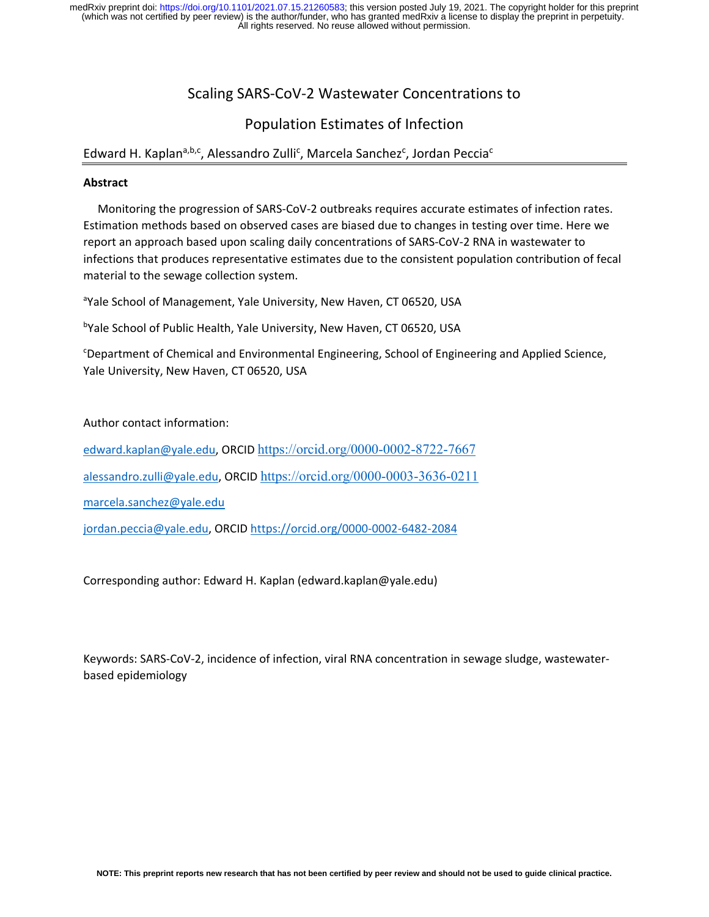# Scaling SARS-CoV-2 Wastewater Concentrations to Population Estimates of Infection

Edward H. Kaplan[a,b,c], Alessandro Zulli[c], Marcela Sanchez[c], Jordan Peccia[c]

## Abstract

Monitoring the progression of SARS-CoV-2 outbreaks requires accurate estimates of infection rates. Estimation methods based on observed cases are biased due to changes in testing over time. Here we report an approach based upon scaling daily concentrations of SARS-CoV-2 RNA in wastewater to infections that produces representative estimates due to the consistent population contribution of fecal material to the sewage collection system.

[a]Yale School of Management, Yale University, New Haven, CT 06520, USA

[b]Yale School of Public Health, Yale University, New Haven, CT 06520, USA

[c]Department of Chemical and Environmental Engineering, School of Engineering and Applied Science, Yale University, New Haven, CT 06520, USA

Author contact information:

edward.kaplan@yale.edu, ORCID https://orcid.org/0000-0002-8722-7667

alessandro.zulli@yale.edu, ORCID https://orcid.org/0000-0003-3636-0211

marcela.sanchez@yale.edu

jordan.peccia@yale.edu, ORCID https://orcid.org/0000-0002-6482-2084

Corresponding author: Edward H. Kaplan (edward.kaplan@yale.edu)

Keywords: SARS-CoV-2, incidence of infection, viral RNA concentration in sewage sludge, wastewater-based epidemiology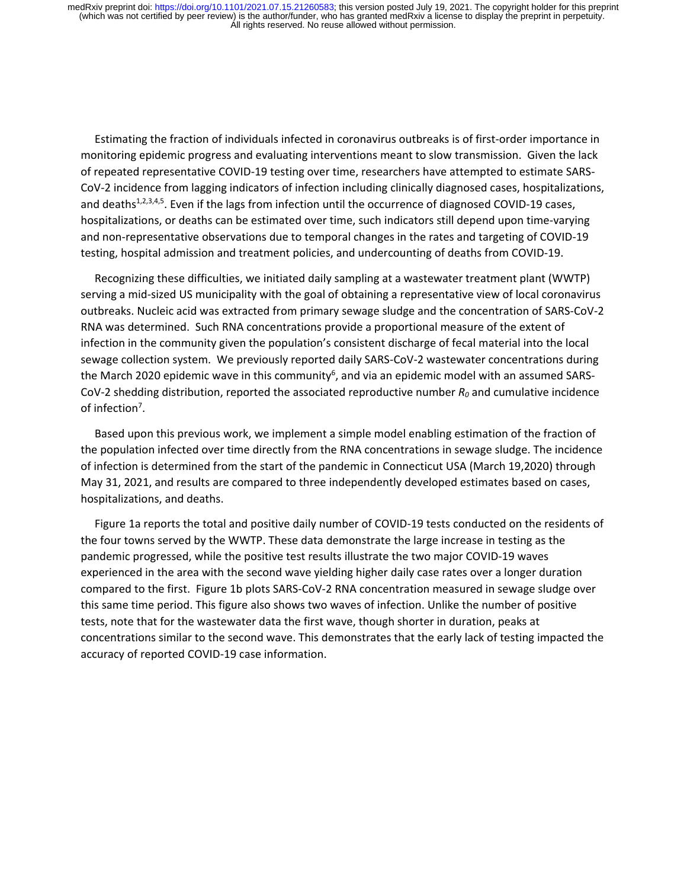Estimating the fraction of individuals infected in coronavirus outbreaks is of first-order importance in monitoring epidemic progress and evaluating interventions meant to slow transmission. Given the lack of repeated representative COVID-19 testing over time, researchers have attempted to estimate SARS-CoV-2 incidence from lagging indicators of infection including clinically diagnosed cases, hospitalizations, and deaths[1,2,3,4,5]. Even if the lags from infection until the occurrence of diagnosed COVID-19 cases, hospitalizations, or deaths can be estimated over time, such indicators still depend upon time-varying and non-representative observations due to temporal changes in the rates and targeting of COVID-19 testing, hospital admission and treatment policies, and undercounting of deaths from COVID-19.

Recognizing these difficulties, we initiated daily sampling at a wastewater treatment plant (WWTP) serving a mid-sized US municipality with the goal of obtaining a representative view of local coronavirus outbreaks. Nucleic acid was extracted from primary sewage sludge and the concentration of SARS-CoV-2 RNA was determined. Such RNA concentrations provide a proportional measure of the extent of infection in the community given the population's consistent discharge of fecal material into the local sewage collection system. We previously reported daily SARS-CoV-2 wastewater concentrations during the March 2020 epidemic wave in this community[6], and via an epidemic model with an assumed SARS-CoV-2 shedding distribution, reported the associated reproductive number $R_0$ and cumulative incidence of infection[7].

Based upon this previous work, we implement a simple model enabling estimation of the fraction of the population infected over time directly from the RNA concentrations in sewage sludge. The incidence of infection is determined from the start of the pandemic in Connecticut USA (March 19,2020) through May 31, 2021, and results are compared to three independently developed estimates based on cases, hospitalizations, and deaths.

Figure 1a reports the total and positive daily number of COVID-19 tests conducted on the residents of the four towns served by the WWTP. These data demonstrate the large increase in testing as the pandemic progressed, while the positive test results illustrate the two major COVID-19 waves experienced in the area with the second wave yielding higher daily case rates over a longer duration compared to the first. Figure 1b plots SARS-CoV-2 RNA concentration measured in sewage sludge over this same time period. This figure also shows two waves of infection. Unlike the number of positive tests, note that for the wastewater data the first wave, though shorter in duration, peaks at concentrations similar to the second wave. This demonstrates that the early lack of testing impacted the accuracy of reported COVID-19 case information.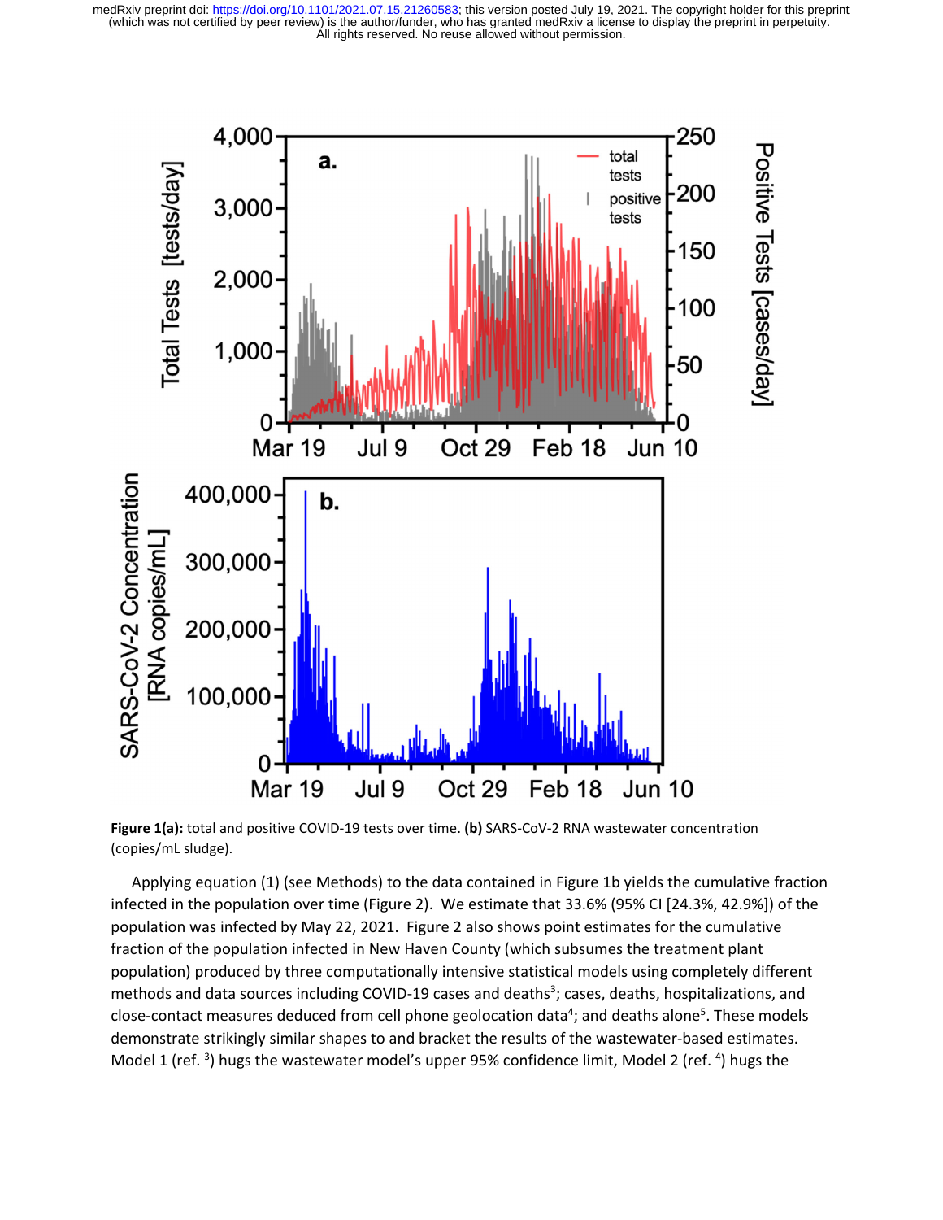Figure 1(a): total and positive COVID-19 tests over time. (b) SARS-CoV-2 RNA wastewater concentration (copies/mL sludge).

Applying equation (1) (see Methods) to the data contained in Figure 1b yields the cumulative fraction infected in the population over time (Figure 2). We estimate that 33.6% (95% CI [24.3%, 42.9%]) of the population was infected by May 22, 2021. Figure 2 also shows point estimates for the cumulative fraction of the population infected in New Haven County (which subsumes the treatment plant population) produced by three computationally intensive statistical models using completely different methods and data sources including COVID-19 cases and deaths[3]; cases, deaths, hospitalizations, and close-contact measures deduced from cell phone geolocation data[4]; and deaths alone[5]. These models demonstrate strikingly similar shapes to and bracket the results of the wastewater-based estimates. Model 1 (ref. [3]) hugs the wastewater model's upper 95% confidence limit, Model 2 (ref. [4]) hugs the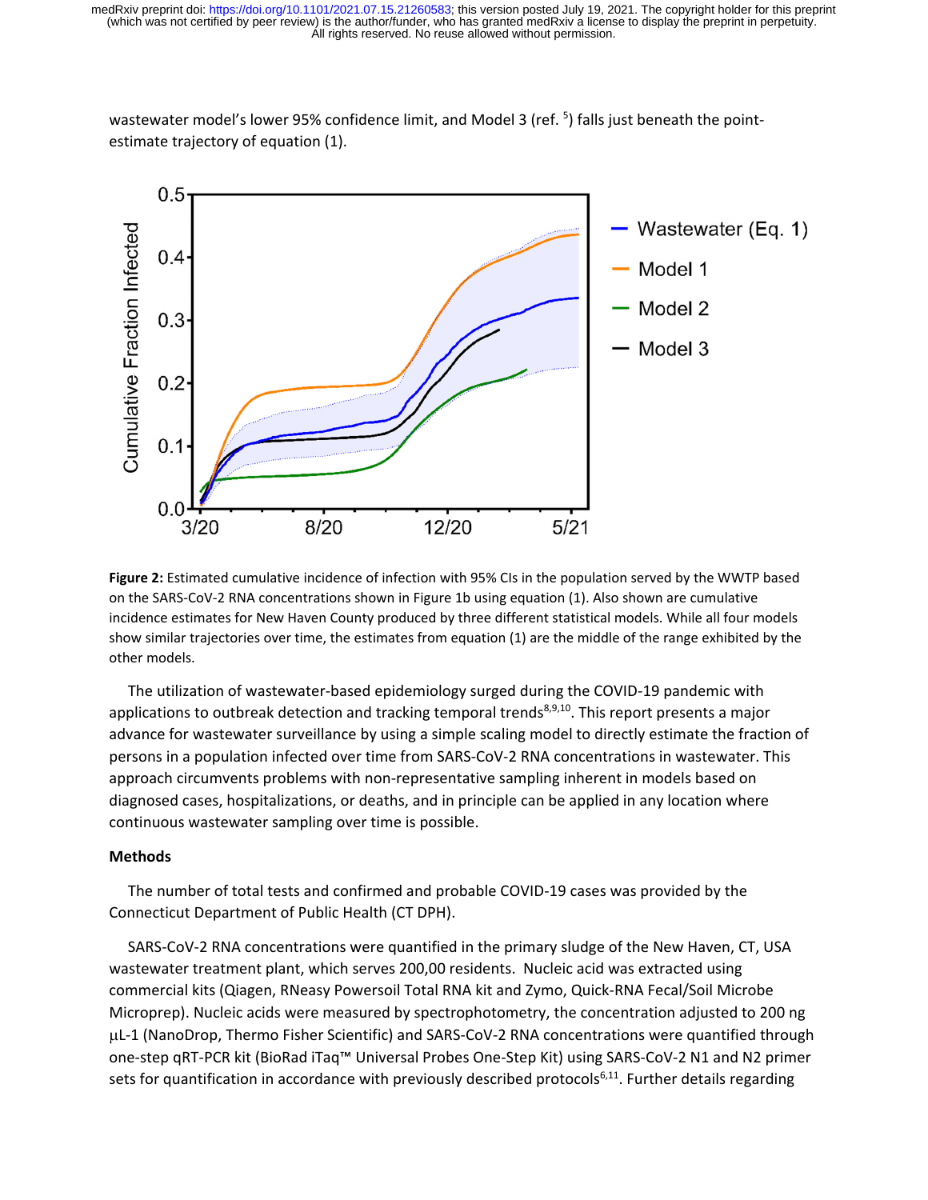wastewater model's lower 95% confidence limit, and Model 3 (ref. [5]) falls just beneath the point-estimate trajectory of equation (1).

**Figure 2:** Estimated cumulative incidence of infection with 95% CIs in the population served by the WWTP based on the SARS-CoV-2 RNA concentrations shown in Figure 1b using equation (1). Also shown are cumulative incidence estimates for New Haven County produced by three different statistical models. While all four models show similar trajectories over time, the estimates from equation (1) are the middle of the range exhibited by the other models.

The utilization of wastewater-based epidemiology surged during the COVID-19 pandemic with applications to outbreak detection and tracking temporal trends[8,9,10]. This report presents a major advance for wastewater surveillance by using a simple scaling model to directly estimate the fraction of persons in a population infected over time from SARS-CoV-2 RNA concentrations in wastewater. This approach circumvents problems with non-representative sampling inherent in models based on diagnosed cases, hospitalizations, or deaths, and in principle can be applied in any location where continuous wastewater sampling over time is possible.

## Methods

The number of total tests and confirmed and probable COVID-19 cases was provided by the Connecticut Department of Public Health (CT DPH).

SARS-CoV-2 RNA concentrations were quantified in the primary sludge of the New Haven, CT, USA wastewater treatment plant, which serves 200,00 residents. Nucleic acid was extracted using commercial kits (Qiagen, RNeasy Powersoil Total RNA kit and Zymo, Quick-RNA Fecal/Soil Microbe Microprep). Nucleic acids were measured by spectrophotometry, the concentration adjusted to 200 ng μL-1 (NanoDrop, Thermo Fisher Scientific) and SARS-CoV-2 RNA concentrations were quantified through one-step qRT-PCR kit (BioRad iTaq™ Universal Probes One-Step Kit) using SARS-CoV-2 N1 and N2 primer sets for quantification in accordance with previously described protocols[6,11]. Further details regarding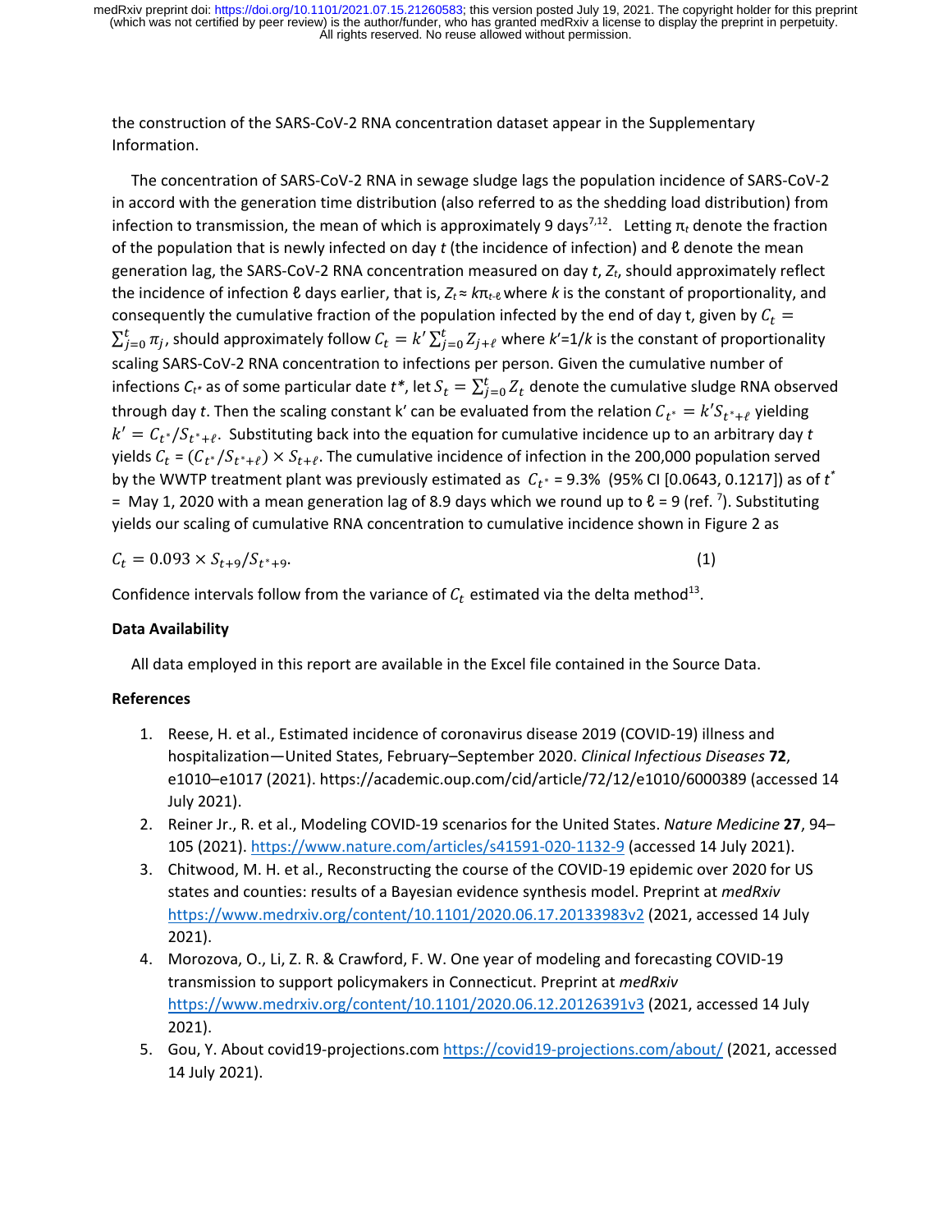the construction of the SARS-CoV-2 RNA concentration dataset appear in the Supplementary Information.

The concentration of SARS-CoV-2 RNA in sewage sludge lags the population incidence of SARS-CoV-2 in accord with the generation time distribution (also referred to as the shedding load distribution) from infection to transmission, the mean of which is approximately 9 days[7,12]. Letting $\pi_t$ denote the fraction of the population that is newly infected on day $t$ (the incidence of infection) and $\ell$ denote the mean generation lag, the SARS-CoV-2 RNA concentration measured on day $t$, $Z_t$, should approximately reflect the incidence of infection $\ell$ days earlier, that is, $Z_t \approx k\pi_{t-\ell}$ where $k$ is the constant of proportionality, and consequently the cumulative fraction of the population infected by the end of day t, given by $C_t = \sum_{j=0}^{t} \pi_j$, should approximately follow $C_t = k' \sum_{j=0}^{t} Z_{j+\ell}$ where $k'=1/k$ is the constant of proportionality scaling SARS-CoV-2 RNA concentration to infections per person. Given the cumulative number of infections $C_{t^*}$ as of some particular date $t^*$, let $S_t = \sum_{j=0}^{t} Z_t$ denote the cumulative sludge RNA observed through day $t$. Then the scaling constant k' can be evaluated from the relation $C_{t^*} = k' S_{t^*+\ell}$ yielding $k' = C_{t^*}/S_{t^*+\ell}$. Substituting back into the equation for cumulative incidence up to an arbitrary day $t$ yields $C_t = (C_{t^*}/S_{t^*+\ell}) \times S_{t+\ell}$. The cumulative incidence of infection in the 200,000 population served by the WWTP treatment plant was previously estimated as $C_{t^*} = 9.3\%$ (95% CI [0.0643, 0.1217]) as of $t^*$ = May 1, 2020 with a mean generation lag of 8.9 days which we round up to $\ell = 9$ (ref. [7]). Substituting yields our scaling of cumulative RNA concentration to cumulative incidence shown in Figure 2 as

$$C_t = 0.093 \times S_{t+9}/S_{t^*+9}. \tag{1}$$

Confidence intervals follow from the variance of $C_t$ estimated via the delta method[13].

### Data Availability

All data employed in this report are available in the Excel file contained in the Source Data.

### References

1. Reese, H. et al., Estimated incidence of coronavirus disease 2019 (COVID-19) illness and hospitalization—United States, February–September 2020. *Clinical Infectious Diseases* **72**, e1010–e1017 (2021). https://academic.oup.com/cid/article/72/12/e1010/6000389 (accessed 14 July 2021).
2. Reiner Jr., R. et al., Modeling COVID-19 scenarios for the United States. *Nature Medicine* **27**, 94–105 (2021). https://www.nature.com/articles/s41591-020-1132-9 (accessed 14 July 2021).
3. Chitwood, M. H. et al., Reconstructing the course of the COVID-19 epidemic over 2020 for US states and counties: results of a Bayesian evidence synthesis model. Preprint at *medRxiv* https://www.medrxiv.org/content/10.1101/2020.06.17.20133983v2 (2021, accessed 14 July 2021).
4. Morozova, O., Li, Z. R. & Crawford, F. W. One year of modeling and forecasting COVID-19 transmission to support policymakers in Connecticut. Preprint at *medRxiv* https://www.medrxiv.org/content/10.1101/2020.06.12.20126391v3 (2021, accessed 14 July 2021).
5. Gou, Y. About covid19-projections.com https://covid19-projections.com/about/ (2021, accessed 14 July 2021).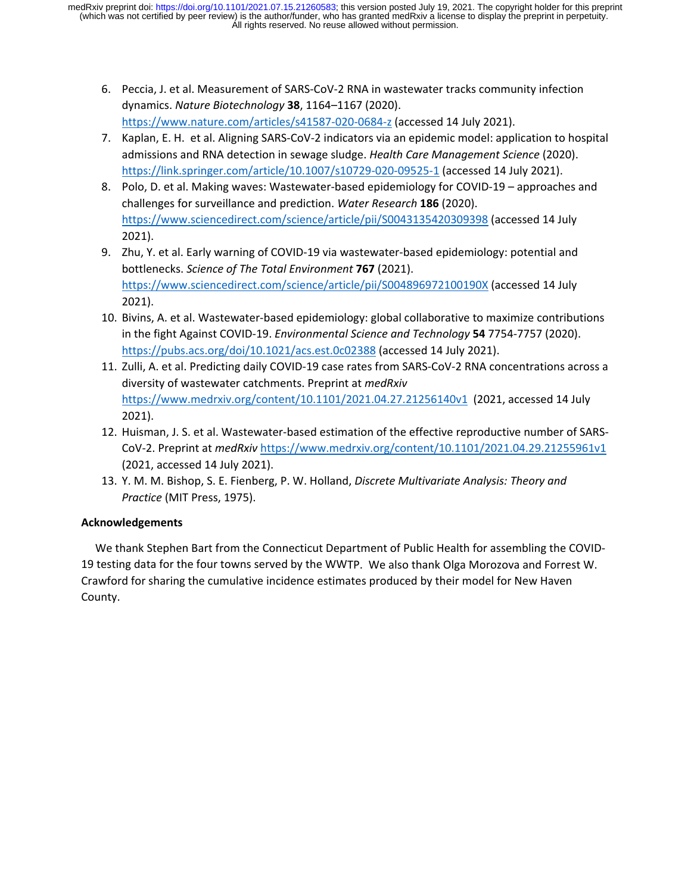6. Peccia, J. et al. Measurement of SARS-CoV-2 RNA in wastewater tracks community infection dynamics. *Nature Biotechnology* **38**, 1164–1167 (2020). https://www.nature.com/articles/s41587-020-0684-z (accessed 14 July 2021).
7. Kaplan, E. H. et al. Aligning SARS-CoV-2 indicators via an epidemic model: application to hospital admissions and RNA detection in sewage sludge. *Health Care Management Science* (2020). https://link.springer.com/article/10.1007/s10729-020-09525-1 (accessed 14 July 2021).
8. Polo, D. et al. Making waves: Wastewater-based epidemiology for COVID-19 – approaches and challenges for surveillance and prediction. *Water Research* **186** (2020). https://www.sciencedirect.com/science/article/pii/S0043135420309398 (accessed 14 July 2021).
9. Zhu, Y. et al. Early warning of COVID-19 via wastewater-based epidemiology: potential and bottlenecks. *Science of The Total Environment* **767** (2021). https://www.sciencedirect.com/science/article/pii/S004896972100190X (accessed 14 July 2021).
10. Bivins, A. et al. Wastewater-based epidemiology: global collaborative to maximize contributions in the fight Against COVID-19. *Environmental Science and Technology* **54** 7754-7757 (2020). https://pubs.acs.org/doi/10.1021/acs.est.0c02388 (accessed 14 July 2021).
11. Zulli, A. et al. Predicting daily COVID-19 case rates from SARS-CoV-2 RNA concentrations across a diversity of wastewater catchments. Preprint at *medRxiv* https://www.medrxiv.org/content/10.1101/2021.04.27.21256140v1 (2021, accessed 14 July 2021).
12. Huisman, J. S. et al. Wastewater-based estimation of the effective reproductive number of SARS-CoV-2. Preprint at *medRxiv* https://www.medrxiv.org/content/10.1101/2021.04.29.21255961v1 (2021, accessed 14 July 2021).
13. Y. M. M. Bishop, S. E. Fienberg, P. W. Holland, *Discrete Multivariate Analysis: Theory and Practice* (MIT Press, 1975).

**Acknowledgements**

We thank Stephen Bart from the Connecticut Department of Public Health for assembling the COVID-19 testing data for the four towns served by the WWTP. We also thank Olga Morozova and Forrest W. Crawford for sharing the cumulative incidence estimates produced by their model for New Haven County.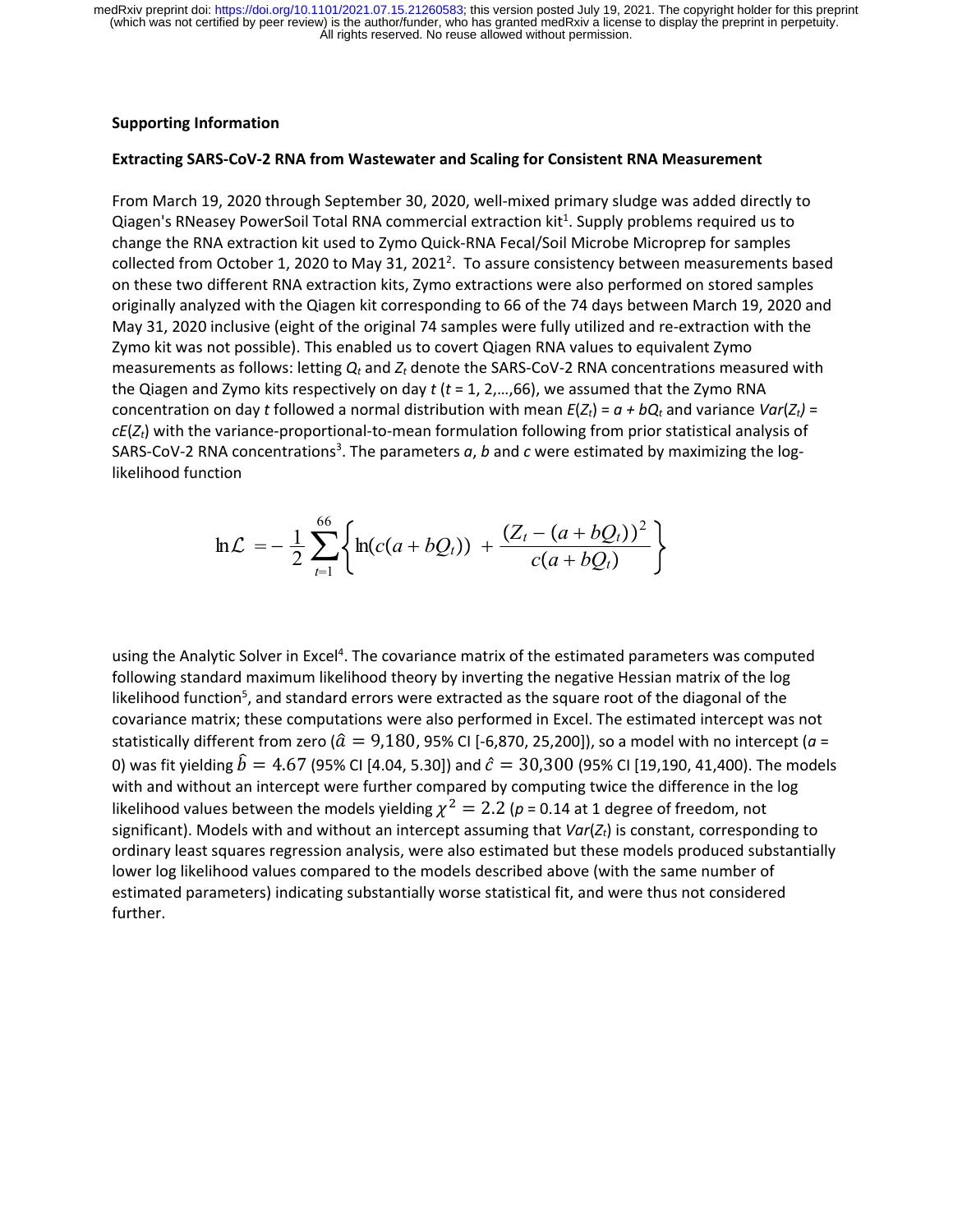**Supporting Information**

**Extracting SARS-CoV-2 RNA from Wastewater and Scaling for Consistent RNA Measurement**

From March 19, 2020 through September 30, 2020, well-mixed primary sludge was added directly to Qiagen's RNeasey PowerSoil Total RNA commercial extraction kit[1]. Supply problems required us to change the RNA extraction kit used to Zymo Quick-RNA Fecal/Soil Microbe Microprep for samples collected from October 1, 2020 to May 31, 2021[2]. To assure consistency between measurements based on these two different RNA extraction kits, Zymo extractions were also performed on stored samples originally analyzed with the Qiagen kit corresponding to 66 of the 74 days between March 19, 2020 and May 31, 2020 inclusive (eight of the original 74 samples were fully utilized and re-extraction with the Zymo kit was not possible). This enabled us to covert Qiagen RNA values to equivalent Zymo measurements as follows: letting $Q_t$ and $Z_t$ denote the SARS-CoV-2 RNA concentrations measured with the Qiagen and Zymo kits respectively on day $t$ ($t$ = 1, 2,…,66), we assumed that the Zymo RNA concentration on day $t$ followed a normal distribution with mean $E(Z_t) = a + bQ_t$ and variance $Var(Z_t) = cE(Z_t)$ with the variance-proportional-to-mean formulation following from prior statistical analysis of SARS-CoV-2 RNA concentrations[3]. The parameters $a$, $b$ and $c$ were estimated by maximizing the log-likelihood function

$$\ln \mathcal{L} = -\frac{1}{2}\sum_{t=1}^{66}\left\{ \ln(c(a+bQ_t)) + \frac{(Z_t-(a+bQ_t))^2}{c(a+bQ_t)} \right\}$$

using the Analytic Solver in Excel[4]. The covariance matrix of the estimated parameters was computed following standard maximum likelihood theory by inverting the negative Hessian matrix of the log likelihood function[5], and standard errors were extracted as the square root of the diagonal of the covariance matrix; these computations were also performed in Excel. The estimated intercept was not statistically different from zero ($\hat{a} = 9{,}180$, 95% CI [-6,870, 25,200]), so a model with no intercept ($a$ = 0) was fit yielding $\hat{b} = 4.67$ (95% CI [4.04, 5.30]) and $\hat{c} = 30{,}300$ (95% CI [19,190, 41,400]). The models with and without an intercept were further compared by computing twice the difference in the log likelihood values between the models yielding $\chi^2 = 2.2$ ($p$ = 0.14 at 1 degree of freedom, not significant). Models with and without an intercept assuming that $Var(Z_t)$ is constant, corresponding to ordinary least squares regression analysis, were also estimated but these models produced substantially lower log likelihood values compared to the models described above (with the same number of estimated parameters) indicating substantially worse statistical fit, and were thus not considered further.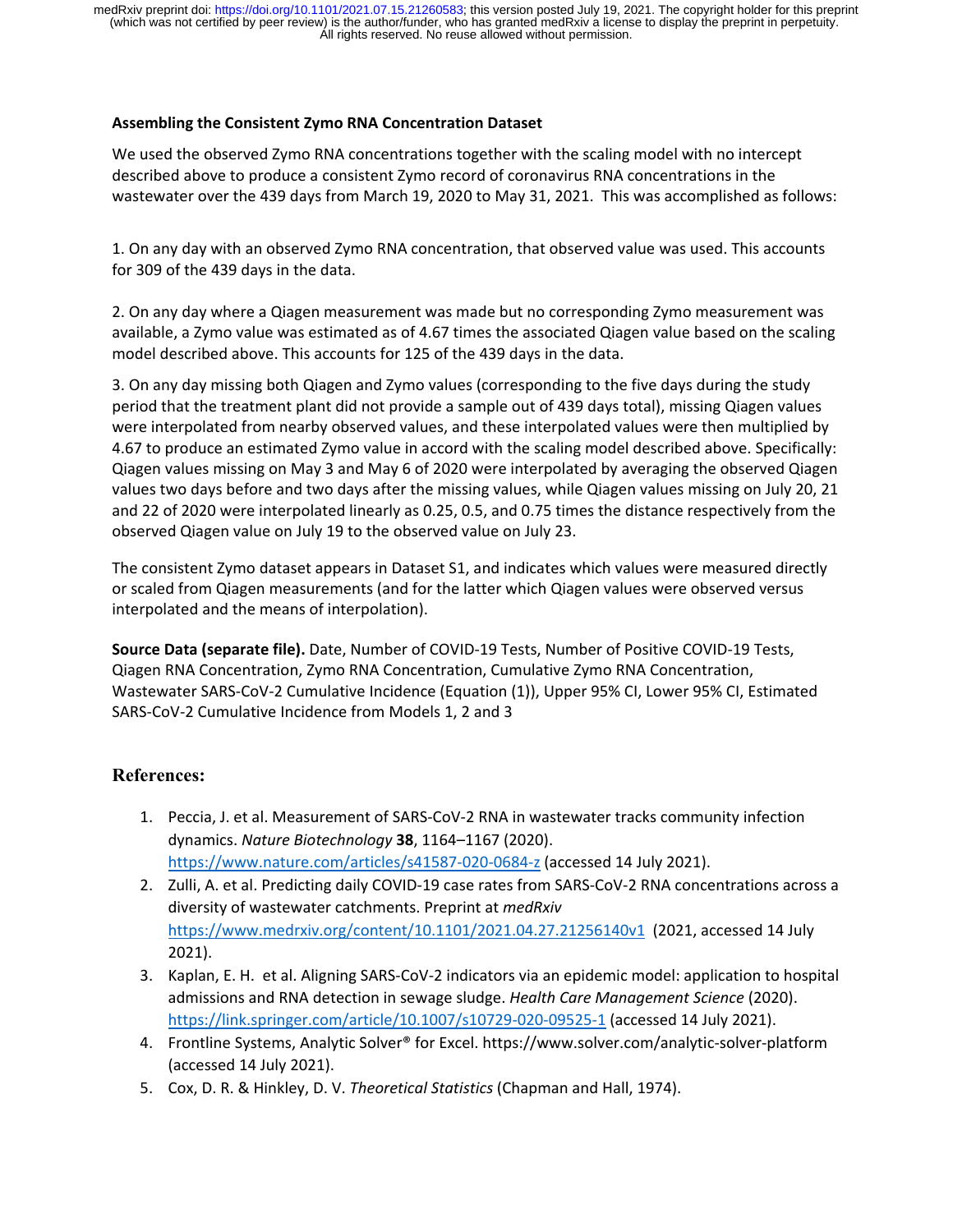**Assembling the Consistent Zymo RNA Concentration Dataset**

We used the observed Zymo RNA concentrations together with the scaling model with no intercept described above to produce a consistent Zymo record of coronavirus RNA concentrations in the wastewater over the 439 days from March 19, 2020 to May 31, 2021. This was accomplished as follows:

1. On any day with an observed Zymo RNA concentration, that observed value was used. This accounts for 309 of the 439 days in the data.

2. On any day where a Qiagen measurement was made but no corresponding Zymo measurement was available, a Zymo value was estimated as of 4.67 times the associated Qiagen value based on the scaling model described above. This accounts for 125 of the 439 days in the data.

3. On any day missing both Qiagen and Zymo values (corresponding to the five days during the study period that the treatment plant did not provide a sample out of 439 days total), missing Qiagen values were interpolated from nearby observed values, and these interpolated values were then multiplied by 4.67 to produce an estimated Zymo value in accord with the scaling model described above. Specifically: Qiagen values missing on May 3 and May 6 of 2020 were interpolated by averaging the observed Qiagen values two days before and two days after the missing values, while Qiagen values missing on July 20, 21 and 22 of 2020 were interpolated linearly as 0.25, 0.5, and 0.75 times the distance respectively from the observed Qiagen value on July 19 to the observed value on July 23.

The consistent Zymo dataset appears in Dataset S1, and indicates which values were measured directly or scaled from Qiagen measurements (and for the latter which Qiagen values were observed versus interpolated and the means of interpolation).

**Source Data (separate file).** Date, Number of COVID-19 Tests, Number of Positive COVID-19 Tests, Qiagen RNA Concentration, Zymo RNA Concentration, Cumulative Zymo RNA Concentration, Wastewater SARS-CoV-2 Cumulative Incidence (Equation (1)), Upper 95% CI, Lower 95% CI, Estimated SARS-CoV-2 Cumulative Incidence from Models 1, 2 and 3

## References:

1. Peccia, J. et al. Measurement of SARS-CoV-2 RNA in wastewater tracks community infection dynamics. *Nature Biotechnology* **38**, 1164–1167 (2020). https://www.nature.com/articles/s41587-020-0684-z (accessed 14 July 2021).
2. Zulli, A. et al. Predicting daily COVID-19 case rates from SARS-CoV-2 RNA concentrations across a diversity of wastewater catchments. Preprint at *medRxiv* https://www.medrxiv.org/content/10.1101/2021.04.27.21256140v1 (2021, accessed 14 July 2021).
3. Kaplan, E. H. et al. Aligning SARS-CoV-2 indicators via an epidemic model: application to hospital admissions and RNA detection in sewage sludge. *Health Care Management Science* (2020). https://link.springer.com/article/10.1007/s10729-020-09525-1 (accessed 14 July 2021).
4. Frontline Systems, Analytic Solver® for Excel. https://www.solver.com/analytic-solver-platform (accessed 14 July 2021).
5. Cox, D. R. & Hinkley, D. V. *Theoretical Statistics* (Chapman and Hall, 1974).